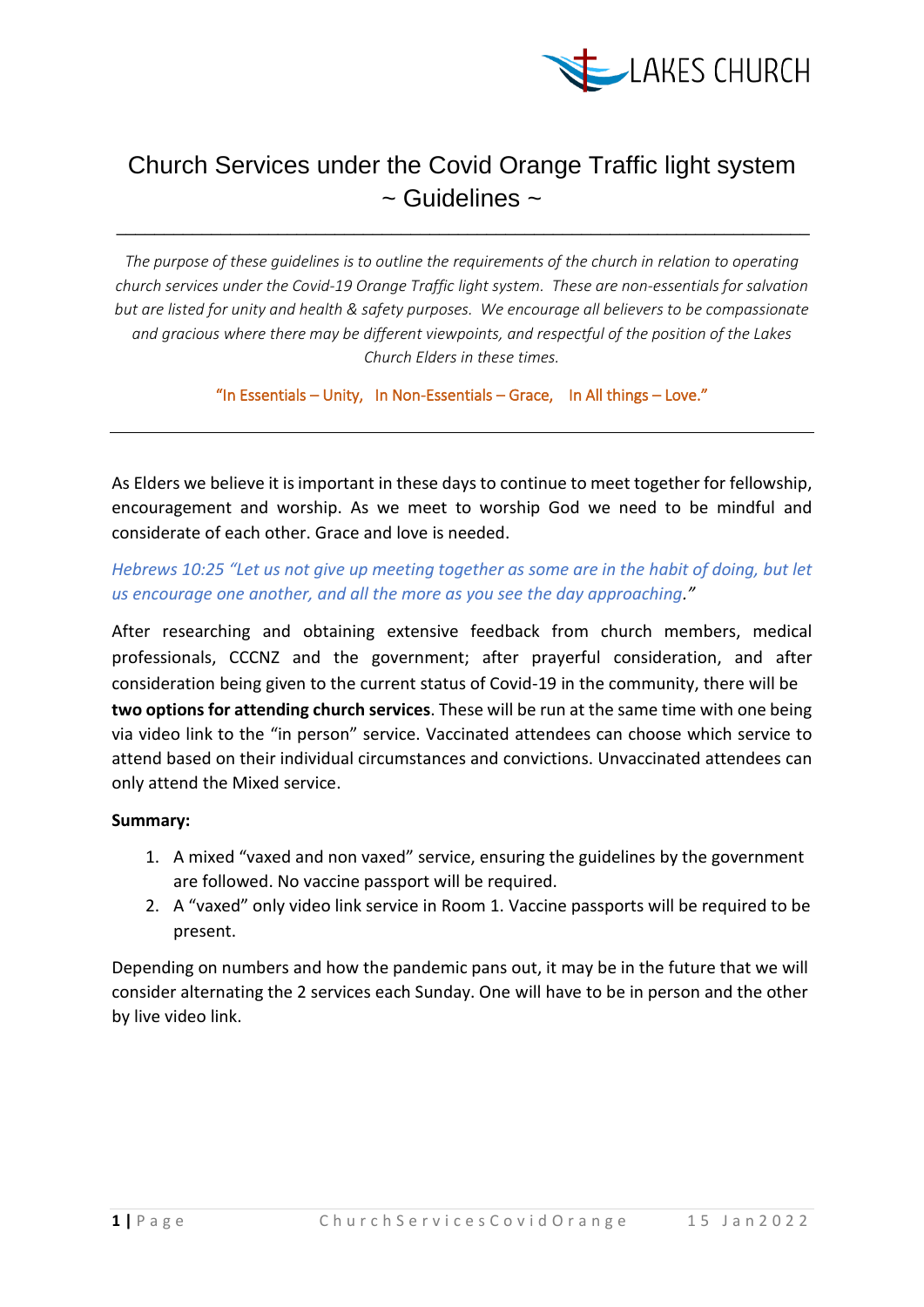LAKES CHURCH

# Church Services under the Covid Orange Traffic light system ~ Guidelines ~

*The purpose of these guidelines is to outline the requirements of the church in relation to operating church services under the Covid-19 Orange Traffic light system. These are non-essentials for salvation but are listed for unity and health & safety purposes. We encourage all believers to be compassionate and gracious where there may be different viewpoints, and respectful of the position of the Lakes Church Elders in these times.*

"In Essentials – Unity, In Non-Essentials – Grace, In All things – Love."

---

As Elders we believe it is important in these days to continue to meet together for fellowship, encouragement and worship. As we meet to worship God we need to be mindful and considerate of each other. Grace and love is needed.

*Hebrews 10:25 "Let us not give up meeting together as some are in the habit of doing, but let us encourage one another, and all the more as you see the day approaching."*

After researching and obtaining extensive feedback from church members, medical professionals, CCCNZ and the government; after prayerful consideration, and after consideration being given to the current status of Covid-19 in the community, there will be **two options for attending church services**. These will be run at the same time with one being via video link to the "in person" service. Vaccinated attendees can choose which service to attend based on their individual circumstances and convictions. Unvaccinated attendees can only attend the Mixed service.

**Summary:**

1. A mixed "vaxed and non vaxed" service, ensuring the guidelines by the government are followed. No vaccine passport will be required.
2. A "vaxed" only video link service in Room 1. Vaccine passports will be required to be present.

Depending on numbers and how the pandemic pans out, it may be in the future that we will consider alternating the 2 services each Sunday. One will have to be in person and the other by live video link.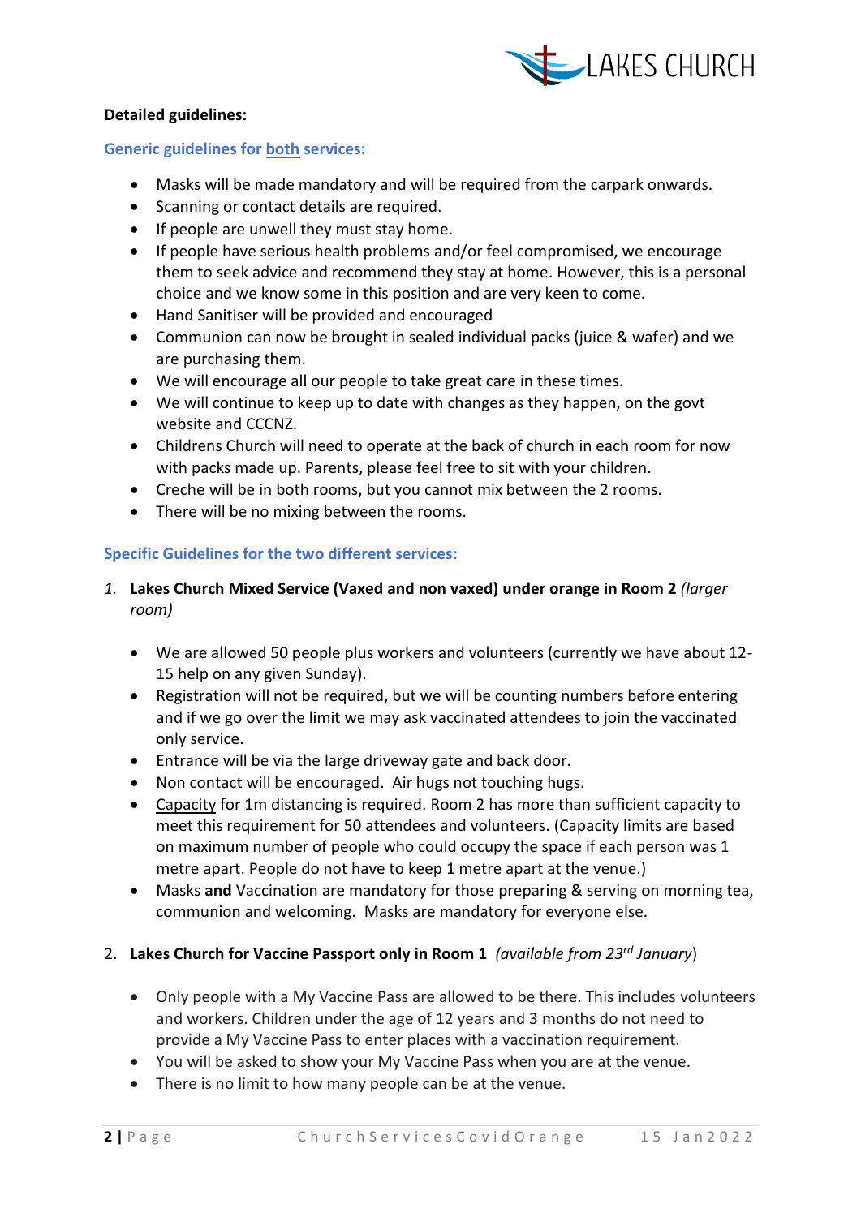**Detailed guidelines:**

## Generic guidelines for both services:

- Masks will be made mandatory and will be required from the carpark onwards.
- Scanning or contact details are required.
- If people are unwell they must stay home.
- If people have serious health problems and/or feel compromised, we encourage them to seek advice and recommend they stay at home. However, this is a personal choice and we know some in this position and are very keen to come.
- Hand Sanitiser will be provided and encouraged
- Communion can now be brought in sealed individual packs (juice & wafer) and we are purchasing them.
- We will encourage all our people to take great care in these times.
- We will continue to keep up to date with changes as they happen, on the govt website and CCCNZ.
- Childrens Church will need to operate at the back of church in each room for now with packs made up. Parents, please feel free to sit with your children.
- Creche will be in both rooms, but you cannot mix between the 2 rooms.
- There will be no mixing between the rooms.

## Specific Guidelines for the two different services:

1. **Lakes Church Mixed Service (Vaxed and non vaxed) under orange in Room 2** *(larger room)*

   - We are allowed 50 people plus workers and volunteers (currently we have about 12-15 help on any given Sunday).
   - Registration will not be required, but we will be counting numbers before entering and if we go over the limit we may ask vaccinated attendees to join the vaccinated only service.
   - Entrance will be via the large driveway gate and back door.
   - Non contact will be encouraged. Air hugs not touching hugs.
   - Capacity for 1m distancing is required. Room 2 has more than sufficient capacity to meet this requirement for 50 attendees and volunteers. (Capacity limits are based on maximum number of people who could occupy the space if each person was 1 metre apart. People do not have to keep 1 metre apart at the venue.)
   - Masks **and** Vaccination are mandatory for those preparing & serving on morning tea, communion and welcoming. Masks are mandatory for everyone else.

2. **Lakes Church for Vaccine Passport only in Room 1** *(available from 23rd January)*

   - Only people with a My Vaccine Pass are allowed to be there. This includes volunteers and workers. Children under the age of 12 years and 3 months do not need to provide a My Vaccine Pass to enter places with a vaccination requirement.
   - You will be asked to show your My Vaccine Pass when you are at the venue.
   - There is no limit to how many people can be at the venue.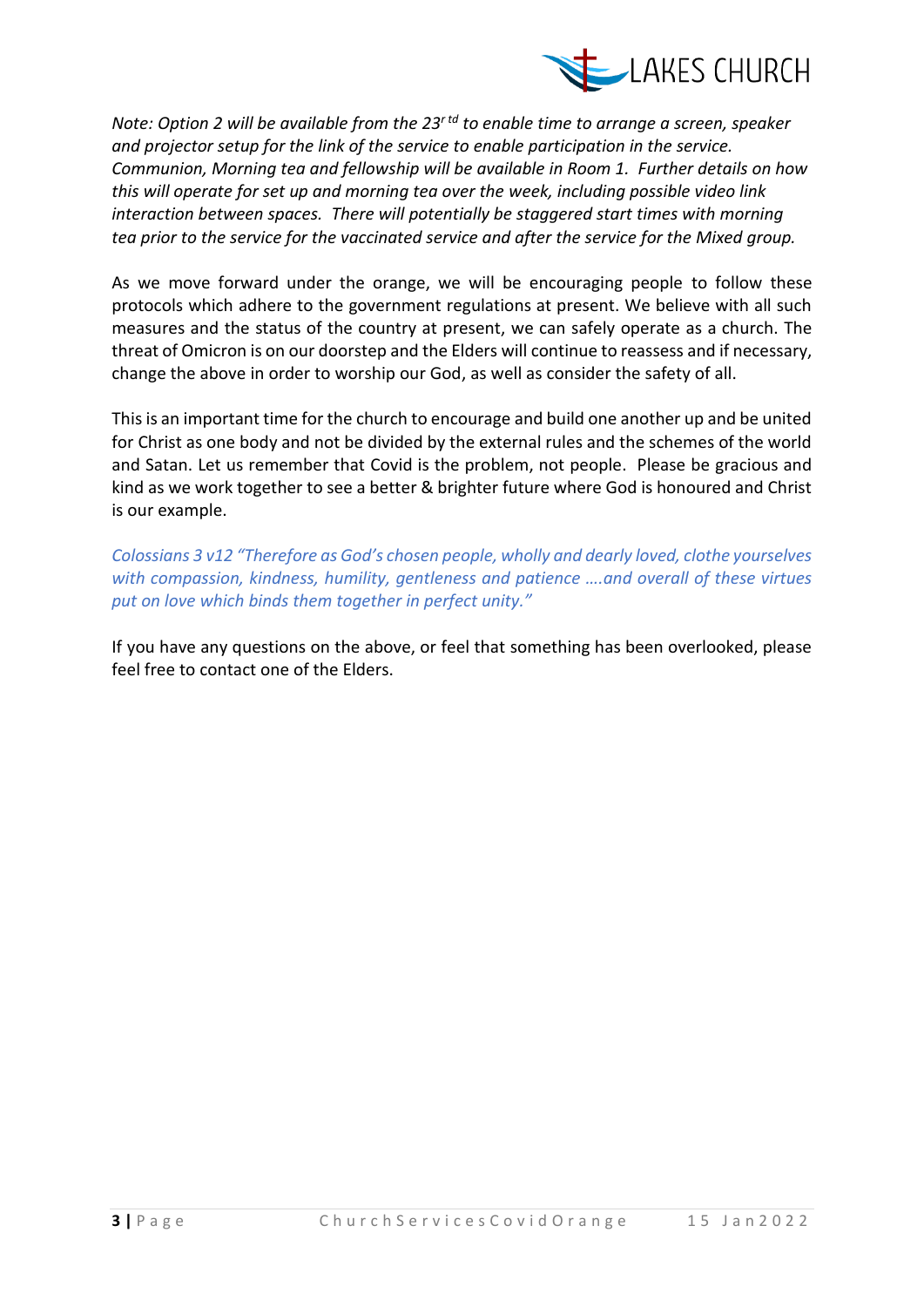*Note: Option 2 will be available from the 23[r td] to enable time to arrange a screen, speaker and projector setup for the link of the service to enable participation in the service. Communion, Morning tea and fellowship will be available in Room 1. Further details on how this will operate for set up and morning tea over the week, including possible video link interaction between spaces. There will potentially be staggered start times with morning tea prior to the service for the vaccinated service and after the service for the Mixed group.*

As we move forward under the orange, we will be encouraging people to follow these protocols which adhere to the government regulations at present. We believe with all such measures and the status of the country at present, we can safely operate as a church. The threat of Omicron is on our doorstep and the Elders will continue to reassess and if necessary, change the above in order to worship our God, as well as consider the safety of all.

This is an important time for the church to encourage and build one another up and be united for Christ as one body and not be divided by the external rules and the schemes of the world and Satan. Let us remember that Covid is the problem, not people. Please be gracious and kind as we work together to see a better & brighter future where God is honoured and Christ is our example.

*Colossians 3 v12 "Therefore as God's chosen people, wholly and dearly loved, clothe yourselves with compassion, kindness, humility, gentleness and patience ….and overall of these virtues put on love which binds them together in perfect unity."*

If you have any questions on the above, or feel that something has been overlooked, please feel free to contact one of the Elders.